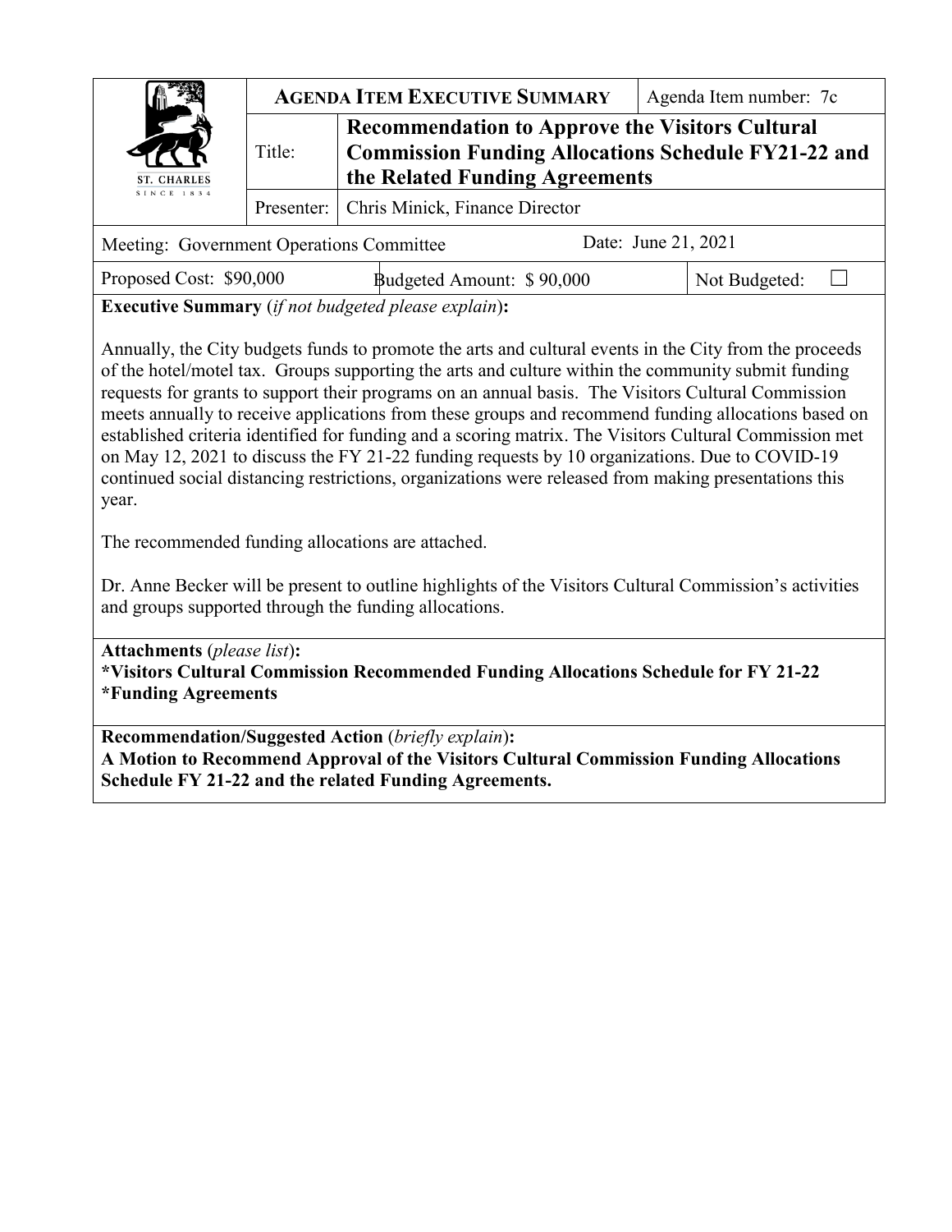| ST. CHARLES SINCE 1834 | **AGENDA ITEM EXECUTIVE SUMMARY** | | Agenda Item number: 7c |
|---|---|---|---|
| | Title: | **Recommendation to Approve the Visitors Cultural Commission Funding Allocations Schedule FY21-22 and the Related Funding Agreements** | |
| | Presenter: | Chris Minick, Finance Director | |

Meeting: Government Operations Committee | Date: June 21, 2021

Proposed Cost: $90,000 | Budgeted Amount: $ 90,000 | Not Budgeted: ☐

**Executive Summary** (*if not budgeted please explain*)**:**

Annually, the City budgets funds to promote the arts and cultural events in the City from the proceeds of the hotel/motel tax. Groups supporting the arts and culture within the community submit funding requests for grants to support their programs on an annual basis. The Visitors Cultural Commission meets annually to receive applications from these groups and recommend funding allocations based on established criteria identified for funding and a scoring matrix. The Visitors Cultural Commission met on May 12, 2021 to discuss the FY 21-22 funding requests by 10 organizations. Due to COVID-19 continued social distancing restrictions, organizations were released from making presentations this year.

The recommended funding allocations are attached.

Dr. Anne Becker will be present to outline highlights of the Visitors Cultural Commission's activities and groups supported through the funding allocations.

**Attachments** (*please list*)**:**
**\*Visitors Cultural Commission Recommended Funding Allocations Schedule for FY 21-22**
**\*Funding Agreements**

**Recommendation/Suggested Action** (*briefly explain*)**:**
**A Motion to Recommend Approval of the Visitors Cultural Commission Funding Allocations Schedule FY 21-22 and the related Funding Agreements.**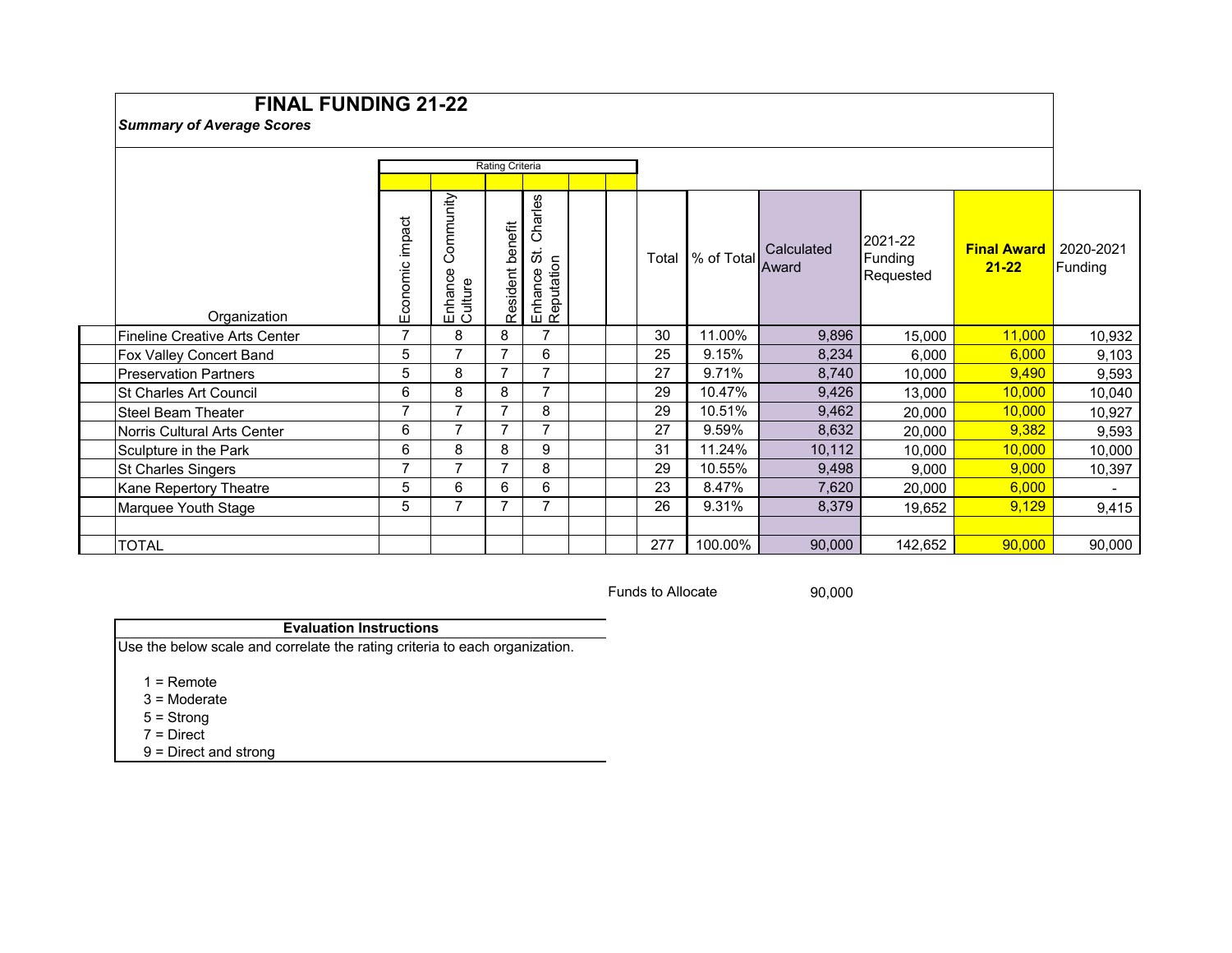# FINAL FUNDING 21-22

***Summary of Average Scores***

| Organization | Economic impact | Enhance Community Culture | Resident benefit | Enhance St. Charles Reputation | | | Total | % of Total | Calculated Award | 2021-22 Funding Requested | **Final Award 21-22** | 2020-2021 Funding |
|---|---|---|---|---|---|---|---|---|---|---|---|---|
| Fineline Creative Arts Center | 7 | 8 | 8 | 7 | | | 30 | 11.00% | 9,896 | 15,000 | 11,000 | 10,932 |
| Fox Valley Concert Band | 5 | 7 | 7 | 6 | | | 25 | 9.15% | 8,234 | 6,000 | 6,000 | 9,103 |
| Preservation Partners | 5 | 8 | 7 | 7 | | | 27 | 9.71% | 8,740 | 10,000 | 9,490 | 9,593 |
| St Charles Art Council | 6 | 8 | 8 | 7 | | | 29 | 10.47% | 9,426 | 13,000 | 10,000 | 10,040 |
| Steel Beam Theater | 7 | 7 | 7 | 8 | | | 29 | 10.51% | 9,462 | 20,000 | 10,000 | 10,927 |
| Norris Cultural Arts Center | 6 | 7 | 7 | 7 | | | 27 | 9.59% | 8,632 | 20,000 | 9,382 | 9,593 |
| Sculpture in the Park | 6 | 8 | 8 | 9 | | | 31 | 11.24% | 10,112 | 10,000 | 10,000 | 10,000 |
| St Charles Singers | 7 | 7 | 7 | 8 | | | 29 | 10.55% | 9,498 | 9,000 | 9,000 | 10,397 |
| Kane Repertory Theatre | 5 | 6 | 6 | 6 | | | 23 | 8.47% | 7,620 | 20,000 | 6,000 | - |
| Marquee Youth Stage | 5 | 7 | 7 | 7 | | | 26 | 9.31% | 8,379 | 19,652 | 9,129 | 9,415 |
| | | | | | | | | | | | | |
| TOTAL | | | | | | | 277 | 100.00% | 90,000 | 142,652 | 90,000 | 90,000 |

Rating Criteria: Economic impact; Enhance Community Culture; Resident benefit; Enhance St. Charles Reputation

Funds to Allocate 90,000

**Evaluation Instructions**

Use the below scale and correlate the rating criteria to each organization.

1 = Remote
3 = Moderate
5 = Strong
7 = Direct
9 = Direct and strong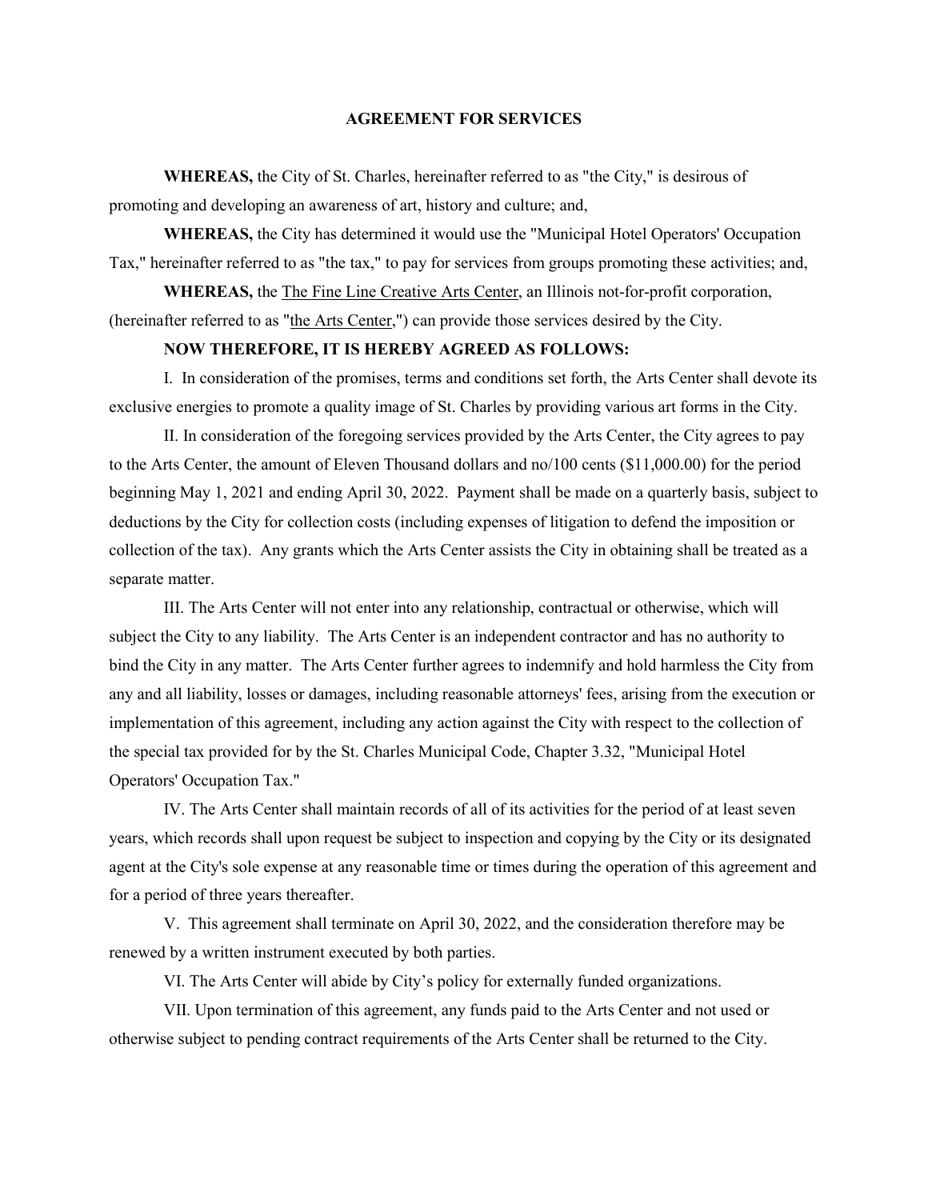# AGREEMENT FOR SERVICES

**WHEREAS,** the City of St. Charles, hereinafter referred to as "the City," is desirous of promoting and developing an awareness of art, history and culture; and,

**WHEREAS,** the City has determined it would use the "Municipal Hotel Operators' Occupation Tax," hereinafter referred to as "the tax," to pay for services from groups promoting these activities; and,

**WHEREAS,** the The Fine Line Creative Arts Center, an Illinois not-for-profit corporation, (hereinafter referred to as "the Arts Center,") can provide those services desired by the City.

**NOW THEREFORE, IT IS HEREBY AGREED AS FOLLOWS:**

I. In consideration of the promises, terms and conditions set forth, the Arts Center shall devote its exclusive energies to promote a quality image of St. Charles by providing various art forms in the City.

II. In consideration of the foregoing services provided by the Arts Center, the City agrees to pay to the Arts Center, the amount of Eleven Thousand dollars and no/100 cents ($11,000.00) for the period beginning May 1, 2021 and ending April 30, 2022. Payment shall be made on a quarterly basis, subject to deductions by the City for collection costs (including expenses of litigation to defend the imposition or collection of the tax). Any grants which the Arts Center assists the City in obtaining shall be treated as a separate matter.

III. The Arts Center will not enter into any relationship, contractual or otherwise, which will subject the City to any liability. The Arts Center is an independent contractor and has no authority to bind the City in any matter. The Arts Center further agrees to indemnify and hold harmless the City from any and all liability, losses or damages, including reasonable attorneys' fees, arising from the execution or implementation of this agreement, including any action against the City with respect to the collection of the special tax provided for by the St. Charles Municipal Code, Chapter 3.32, "Municipal Hotel Operators' Occupation Tax."

IV. The Arts Center shall maintain records of all of its activities for the period of at least seven years, which records shall upon request be subject to inspection and copying by the City or its designated agent at the City's sole expense at any reasonable time or times during the operation of this agreement and for a period of three years thereafter.

V. This agreement shall terminate on April 30, 2022, and the consideration therefore may be renewed by a written instrument executed by both parties.

VI. The Arts Center will abide by City's policy for externally funded organizations.

VII. Upon termination of this agreement, any funds paid to the Arts Center and not used or otherwise subject to pending contract requirements of the Arts Center shall be returned to the City.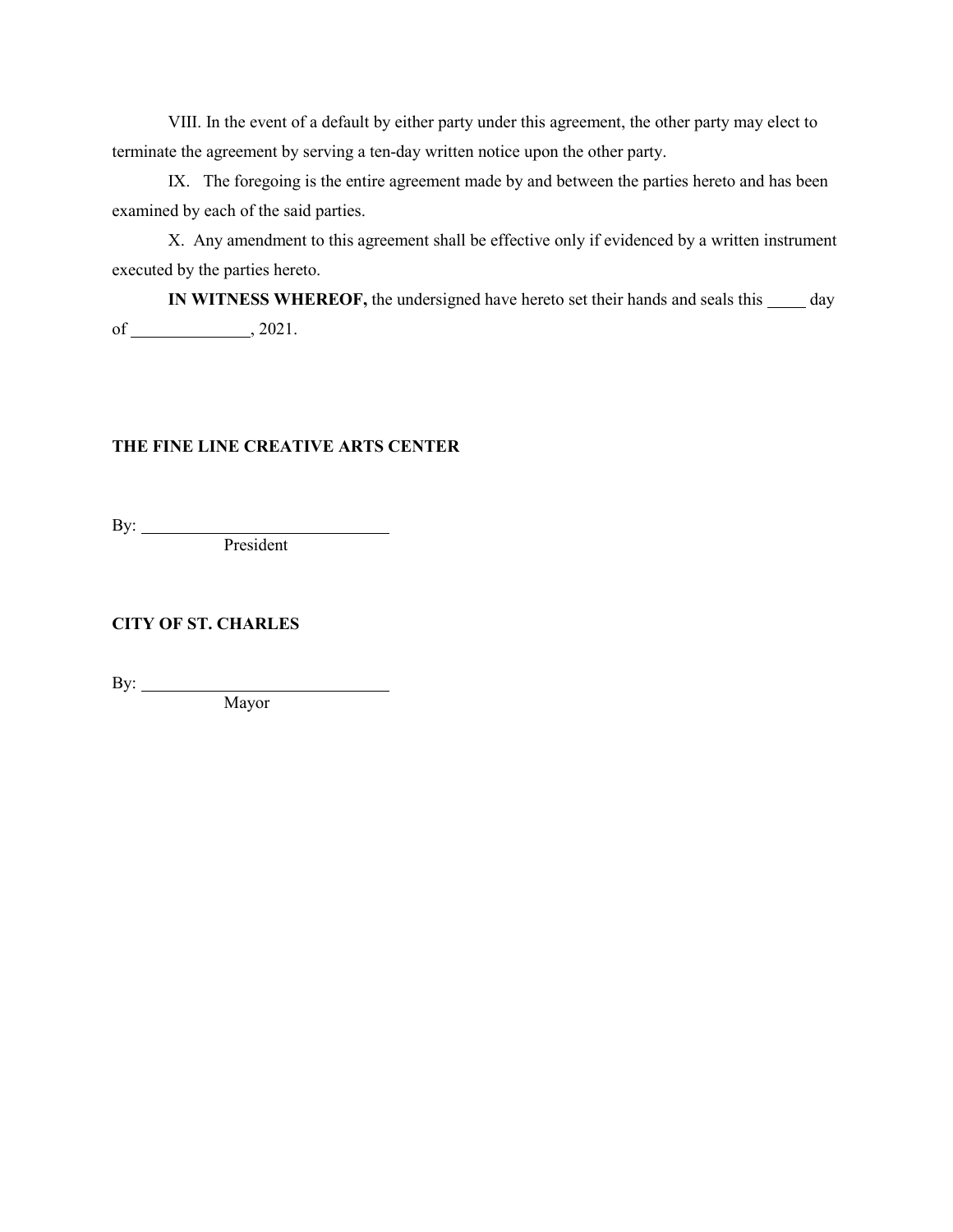VIII. In the event of a default by either party under this agreement, the other party may elect to terminate the agreement by serving a ten-day written notice upon the other party.

IX. The foregoing is the entire agreement made by and between the parties hereto and has been examined by each of the said parties.

X. Any amendment to this agreement shall be effective only if evidenced by a written instrument executed by the parties hereto.

**IN WITNESS WHEREOF,** the undersigned have hereto set their hands and seals this _____ day of ______________, 2021.

**THE FINE LINE CREATIVE ARTS CENTER**

By: ______________________________
President

**CITY OF ST. CHARLES**

By: ______________________________
Mayor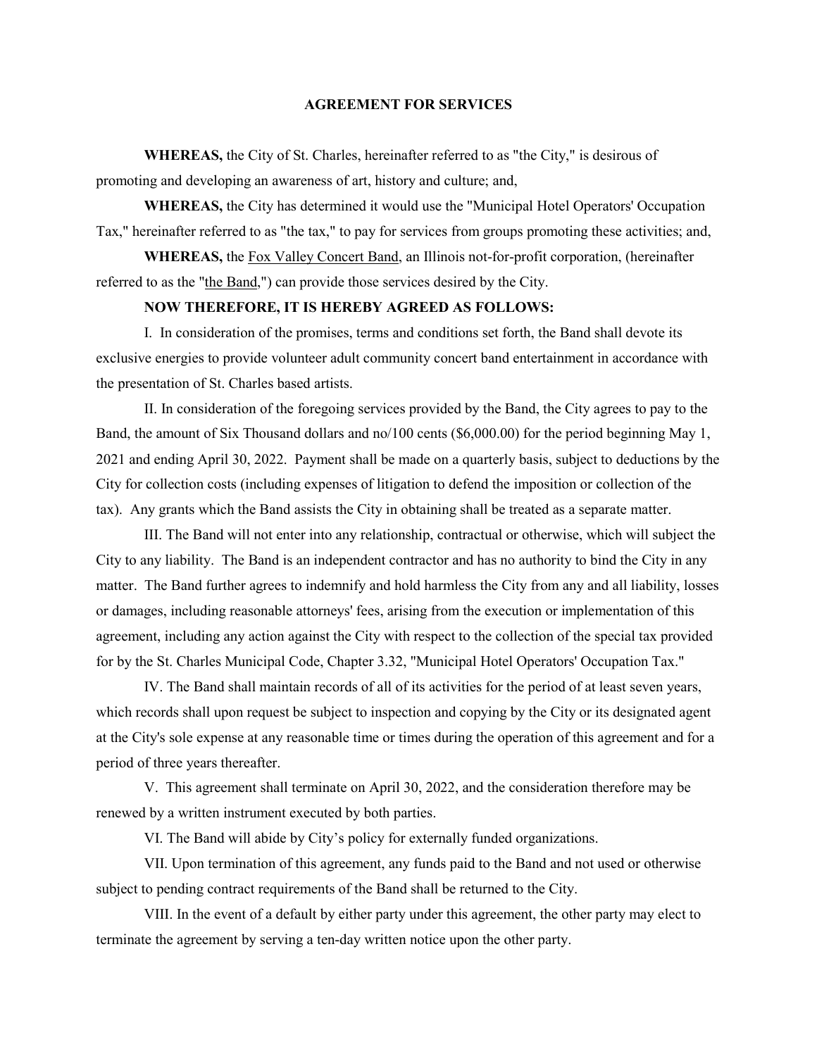**AGREEMENT FOR SERVICES**

**WHEREAS,** the City of St. Charles, hereinafter referred to as "the City," is desirous of promoting and developing an awareness of art, history and culture; and,

**WHEREAS,** the City has determined it would use the "Municipal Hotel Operators' Occupation Tax," hereinafter referred to as "the tax," to pay for services from groups promoting these activities; and,

**WHEREAS,** the Fox Valley Concert Band, an Illinois not-for-profit corporation, (hereinafter referred to as the "the Band,") can provide those services desired by the City.

**NOW THEREFORE, IT IS HEREBY AGREED AS FOLLOWS:**

I. In consideration of the promises, terms and conditions set forth, the Band shall devote its exclusive energies to provide volunteer adult community concert band entertainment in accordance with the presentation of St. Charles based artists.

II. In consideration of the foregoing services provided by the Band, the City agrees to pay to the Band, the amount of Six Thousand dollars and no/100 cents ($6,000.00) for the period beginning May 1, 2021 and ending April 30, 2022. Payment shall be made on a quarterly basis, subject to deductions by the City for collection costs (including expenses of litigation to defend the imposition or collection of the tax). Any grants which the Band assists the City in obtaining shall be treated as a separate matter.

III. The Band will not enter into any relationship, contractual or otherwise, which will subject the City to any liability. The Band is an independent contractor and has no authority to bind the City in any matter. The Band further agrees to indemnify and hold harmless the City from any and all liability, losses or damages, including reasonable attorneys' fees, arising from the execution or implementation of this agreement, including any action against the City with respect to the collection of the special tax provided for by the St. Charles Municipal Code, Chapter 3.32, "Municipal Hotel Operators' Occupation Tax."

IV. The Band shall maintain records of all of its activities for the period of at least seven years, which records shall upon request be subject to inspection and copying by the City or its designated agent at the City's sole expense at any reasonable time or times during the operation of this agreement and for a period of three years thereafter.

V. This agreement shall terminate on April 30, 2022, and the consideration therefore may be renewed by a written instrument executed by both parties.

VI. The Band will abide by City's policy for externally funded organizations.

VII. Upon termination of this agreement, any funds paid to the Band and not used or otherwise subject to pending contract requirements of the Band shall be returned to the City.

VIII. In the event of a default by either party under this agreement, the other party may elect to terminate the agreement by serving a ten-day written notice upon the other party.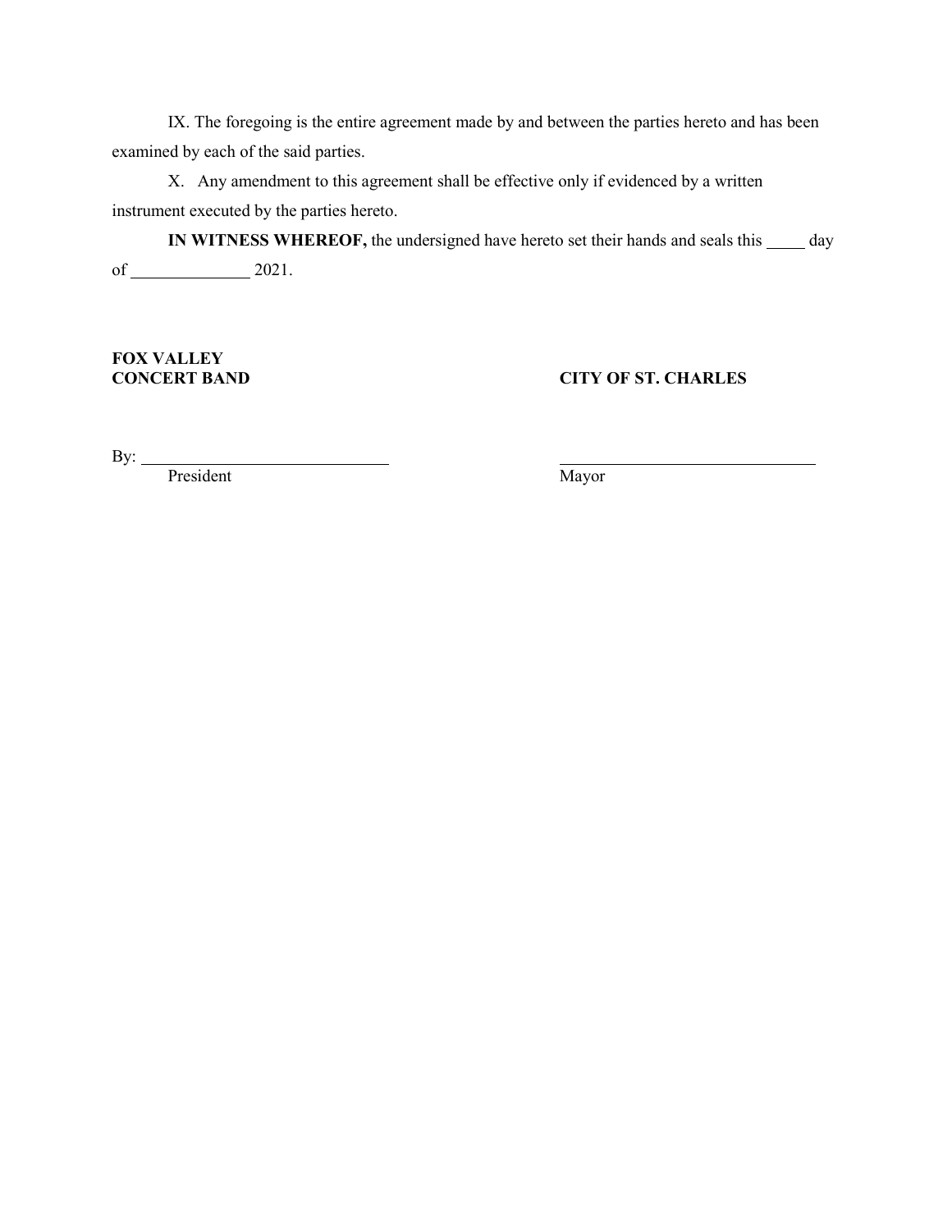IX. The foregoing is the entire agreement made by and between the parties hereto and has been examined by each of the said parties.

X. Any amendment to this agreement shall be effective only if evidenced by a written instrument executed by the parties hereto.

**IN WITNESS WHEREOF,** the undersigned have hereto set their hands and seals this _____ day of ______________ 2021.

**FOX VALLEY CONCERT BAND**

By: ______________________________
President

**CITY OF ST. CHARLES**

______________________________
Mayor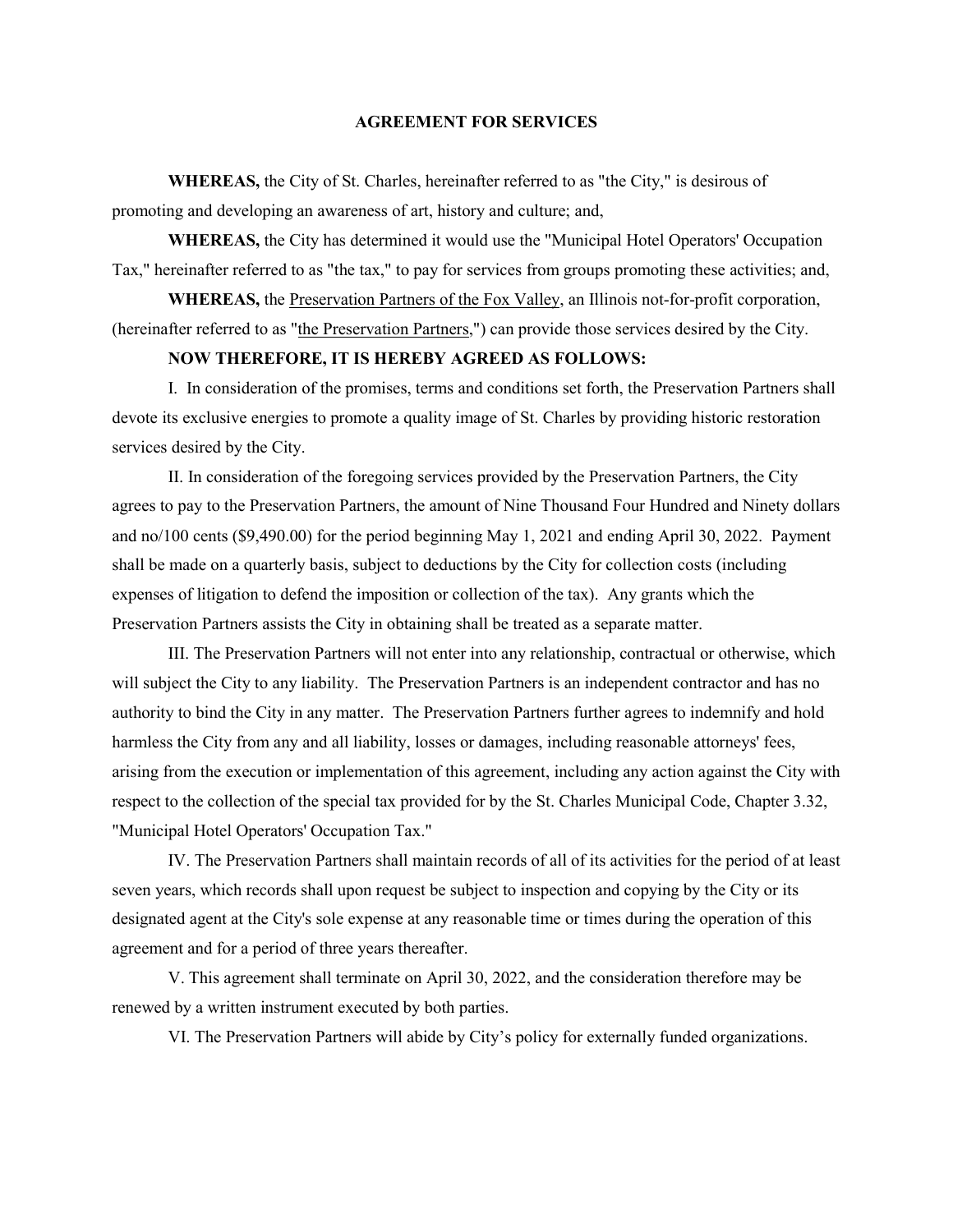## AGREEMENT FOR SERVICES

**WHEREAS,** the City of St. Charles, hereinafter referred to as "the City," is desirous of promoting and developing an awareness of art, history and culture; and,

**WHEREAS,** the City has determined it would use the "Municipal Hotel Operators' Occupation Tax," hereinafter referred to as "the tax," to pay for services from groups promoting these activities; and,

**WHEREAS,** the Preservation Partners of the Fox Valley, an Illinois not-for-profit corporation, (hereinafter referred to as "the Preservation Partners,") can provide those services desired by the City.

**NOW THEREFORE, IT IS HEREBY AGREED AS FOLLOWS:**

I. In consideration of the promises, terms and conditions set forth, the Preservation Partners shall devote its exclusive energies to promote a quality image of St. Charles by providing historic restoration services desired by the City.

II. In consideration of the foregoing services provided by the Preservation Partners, the City agrees to pay to the Preservation Partners, the amount of Nine Thousand Four Hundred and Ninety dollars and no/100 cents ($9,490.00) for the period beginning May 1, 2021 and ending April 30, 2022. Payment shall be made on a quarterly basis, subject to deductions by the City for collection costs (including expenses of litigation to defend the imposition or collection of the tax). Any grants which the Preservation Partners assists the City in obtaining shall be treated as a separate matter.

III. The Preservation Partners will not enter into any relationship, contractual or otherwise, which will subject the City to any liability. The Preservation Partners is an independent contractor and has no authority to bind the City in any matter. The Preservation Partners further agrees to indemnify and hold harmless the City from any and all liability, losses or damages, including reasonable attorneys' fees, arising from the execution or implementation of this agreement, including any action against the City with respect to the collection of the special tax provided for by the St. Charles Municipal Code, Chapter 3.32, "Municipal Hotel Operators' Occupation Tax."

IV. The Preservation Partners shall maintain records of all of its activities for the period of at least seven years, which records shall upon request be subject to inspection and copying by the City or its designated agent at the City's sole expense at any reasonable time or times during the operation of this agreement and for a period of three years thereafter.

V. This agreement shall terminate on April 30, 2022, and the consideration therefore may be renewed by a written instrument executed by both parties.

VI. The Preservation Partners will abide by City's policy for externally funded organizations.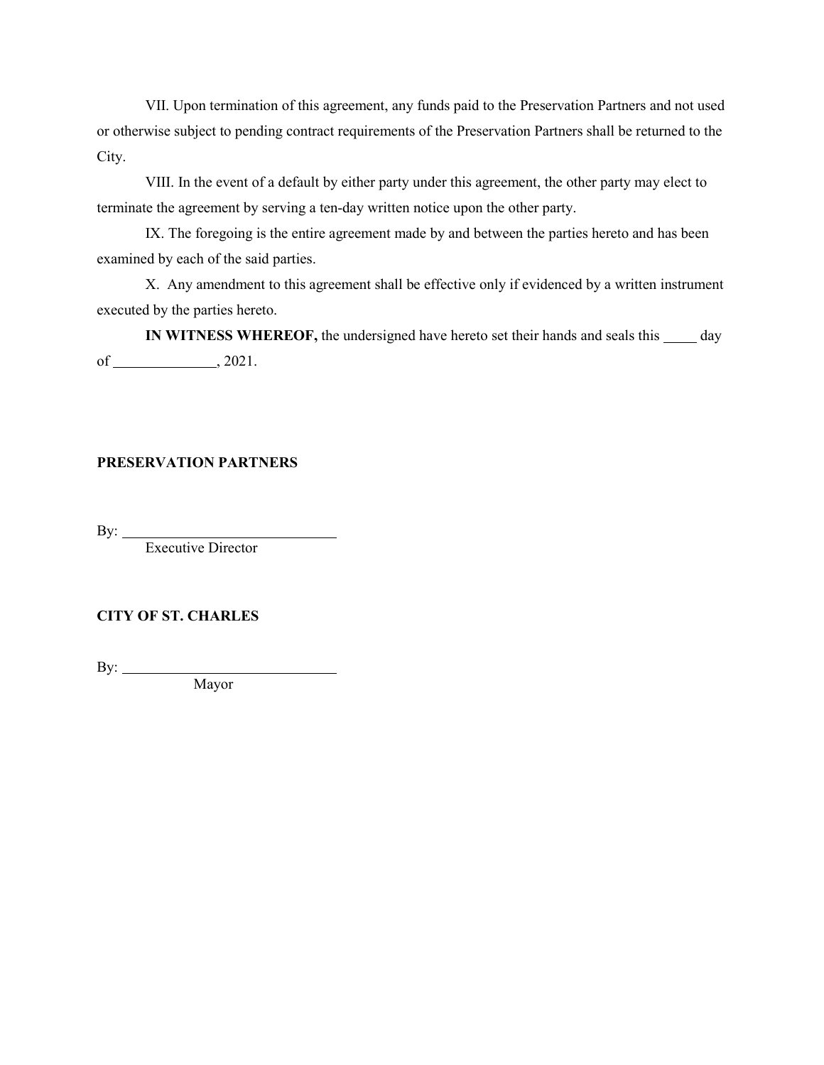VII. Upon termination of this agreement, any funds paid to the Preservation Partners and not used or otherwise subject to pending contract requirements of the Preservation Partners shall be returned to the City.

VIII. In the event of a default by either party under this agreement, the other party may elect to terminate the agreement by serving a ten-day written notice upon the other party.

IX. The foregoing is the entire agreement made by and between the parties hereto and has been examined by each of the said parties.

X. Any amendment to this agreement shall be effective only if evidenced by a written instrument executed by the parties hereto.

**IN WITNESS WHEREOF,** the undersigned have hereto set their hands and seals this _____ day of ______________, 2021.

**PRESERVATION PARTNERS**

By: ______________________________
Executive Director

**CITY OF ST. CHARLES**

By: ______________________________
Mayor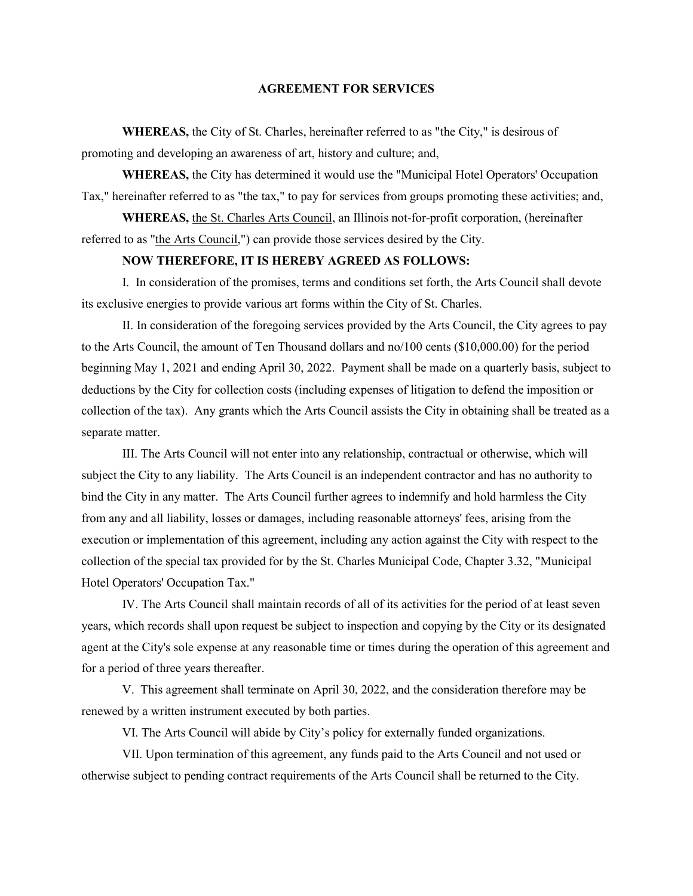**AGREEMENT FOR SERVICES**

**WHEREAS,** the City of St. Charles, hereinafter referred to as "the City," is desirous of promoting and developing an awareness of art, history and culture; and,

**WHEREAS,** the City has determined it would use the "Municipal Hotel Operators' Occupation Tax," hereinafter referred to as "the tax," to pay for services from groups promoting these activities; and,

**WHEREAS,** the St. Charles Arts Council, an Illinois not-for-profit corporation, (hereinafter referred to as "the Arts Council,") can provide those services desired by the City.

**NOW THEREFORE, IT IS HEREBY AGREED AS FOLLOWS:**

I. In consideration of the promises, terms and conditions set forth, the Arts Council shall devote its exclusive energies to provide various art forms within the City of St. Charles.

II. In consideration of the foregoing services provided by the Arts Council, the City agrees to pay to the Arts Council, the amount of Ten Thousand dollars and no/100 cents ($10,000.00) for the period beginning May 1, 2021 and ending April 30, 2022. Payment shall be made on a quarterly basis, subject to deductions by the City for collection costs (including expenses of litigation to defend the imposition or collection of the tax). Any grants which the Arts Council assists the City in obtaining shall be treated as a separate matter.

III. The Arts Council will not enter into any relationship, contractual or otherwise, which will subject the City to any liability. The Arts Council is an independent contractor and has no authority to bind the City in any matter. The Arts Council further agrees to indemnify and hold harmless the City from any and all liability, losses or damages, including reasonable attorneys' fees, arising from the execution or implementation of this agreement, including any action against the City with respect to the collection of the special tax provided for by the St. Charles Municipal Code, Chapter 3.32, "Municipal Hotel Operators' Occupation Tax."

IV. The Arts Council shall maintain records of all of its activities for the period of at least seven years, which records shall upon request be subject to inspection and copying by the City or its designated agent at the City's sole expense at any reasonable time or times during the operation of this agreement and for a period of three years thereafter.

V. This agreement shall terminate on April 30, 2022, and the consideration therefore may be renewed by a written instrument executed by both parties.

VI. The Arts Council will abide by City's policy for externally funded organizations.

VII. Upon termination of this agreement, any funds paid to the Arts Council and not used or otherwise subject to pending contract requirements of the Arts Council shall be returned to the City.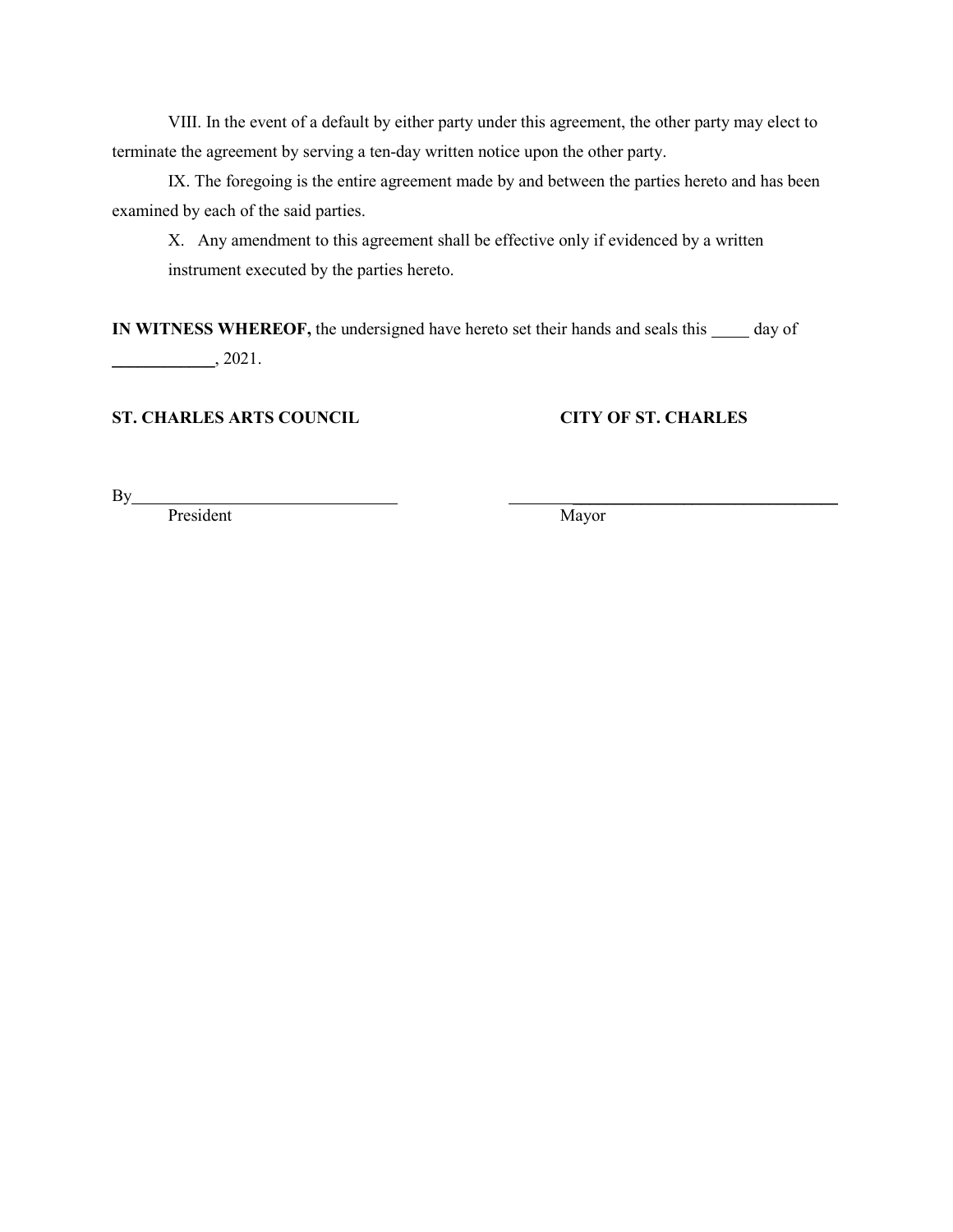VIII. In the event of a default by either party under this agreement, the other party may elect to terminate the agreement by serving a ten-day written notice upon the other party.

IX. The foregoing is the entire agreement made by and between the parties hereto and has been examined by each of the said parties.

X. Any amendment to this agreement shall be effective only if evidenced by a written instrument executed by the parties hereto.

**IN WITNESS WHEREOF,** the undersigned have hereto set their hands and seals this _____ day of ____________, 2021.

**ST. CHARLES ARTS COUNCIL**

By________________________________
President

**CITY OF ST. CHARLES**

________________________________
Mayor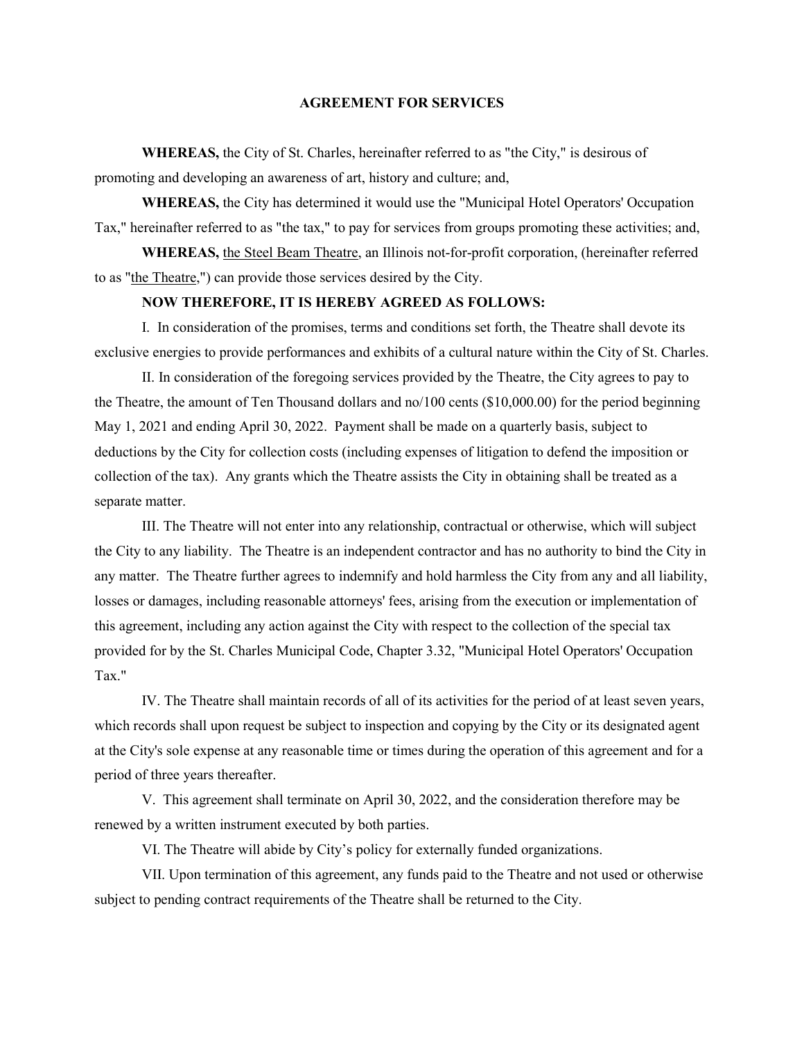**AGREEMENT FOR SERVICES**

**WHEREAS,** the City of St. Charles, hereinafter referred to as "the City," is desirous of promoting and developing an awareness of art, history and culture; and,

**WHEREAS,** the City has determined it would use the "Municipal Hotel Operators' Occupation Tax," hereinafter referred to as "the tax," to pay for services from groups promoting these activities; and,

**WHEREAS,** the Steel Beam Theatre, an Illinois not-for-profit corporation, (hereinafter referred to as "the Theatre,") can provide those services desired by the City.

**NOW THEREFORE, IT IS HEREBY AGREED AS FOLLOWS:**

I. In consideration of the promises, terms and conditions set forth, the Theatre shall devote its exclusive energies to provide performances and exhibits of a cultural nature within the City of St. Charles.

II. In consideration of the foregoing services provided by the Theatre, the City agrees to pay to the Theatre, the amount of Ten Thousand dollars and no/100 cents ($10,000.00) for the period beginning May 1, 2021 and ending April 30, 2022. Payment shall be made on a quarterly basis, subject to deductions by the City for collection costs (including expenses of litigation to defend the imposition or collection of the tax). Any grants which the Theatre assists the City in obtaining shall be treated as a separate matter.

III. The Theatre will not enter into any relationship, contractual or otherwise, which will subject the City to any liability. The Theatre is an independent contractor and has no authority to bind the City in any matter. The Theatre further agrees to indemnify and hold harmless the City from any and all liability, losses or damages, including reasonable attorneys' fees, arising from the execution or implementation of this agreement, including any action against the City with respect to the collection of the special tax provided for by the St. Charles Municipal Code, Chapter 3.32, "Municipal Hotel Operators' Occupation Tax."

IV. The Theatre shall maintain records of all of its activities for the period of at least seven years, which records shall upon request be subject to inspection and copying by the City or its designated agent at the City's sole expense at any reasonable time or times during the operation of this agreement and for a period of three years thereafter.

V. This agreement shall terminate on April 30, 2022, and the consideration therefore may be renewed by a written instrument executed by both parties.

VI. The Theatre will abide by City's policy for externally funded organizations.

VII. Upon termination of this agreement, any funds paid to the Theatre and not used or otherwise subject to pending contract requirements of the Theatre shall be returned to the City.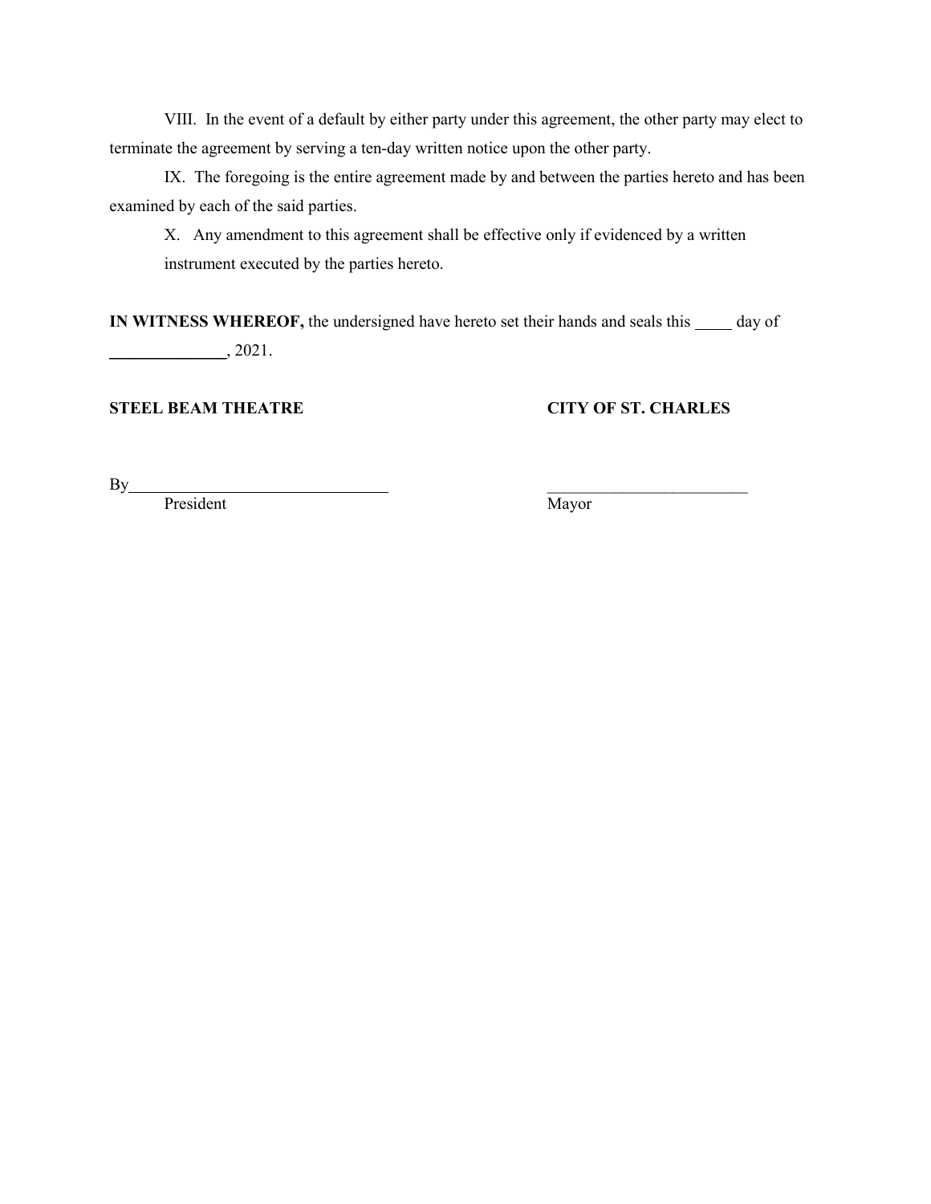VIII. In the event of a default by either party under this agreement, the other party may elect to terminate the agreement by serving a ten-day written notice upon the other party.

IX. The foregoing is the entire agreement made by and between the parties hereto and has been examined by each of the said parties.

X. Any amendment to this agreement shall be effective only if evidenced by a written instrument executed by the parties hereto.

**IN WITNESS WHEREOF,** the undersigned have hereto set their hands and seals this _____ day of ______________, 2021.

**STEEL BEAM THEATRE**

By________________________________
President

**CITY OF ST. CHARLES**

_________________________
Mayor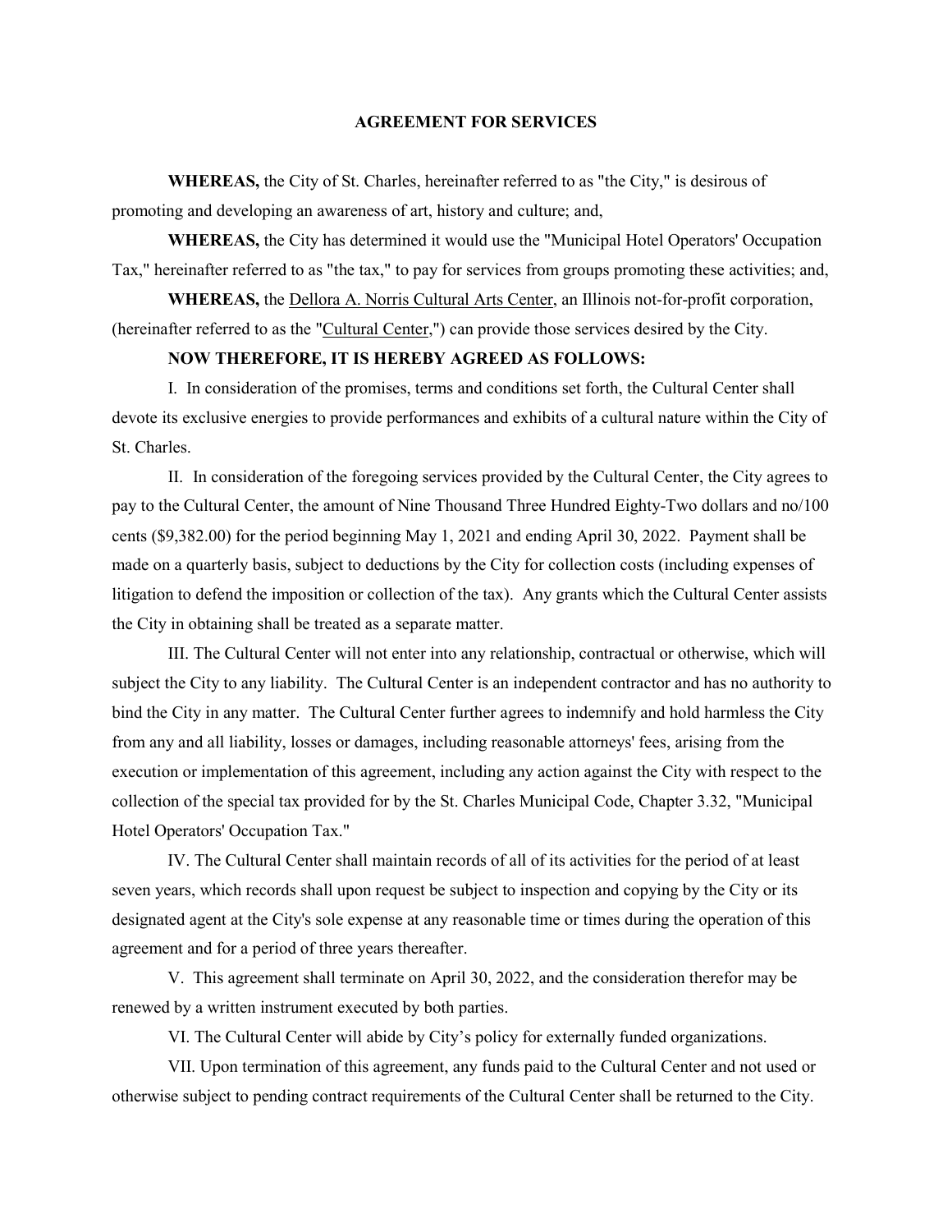**AGREEMENT FOR SERVICES**

**WHEREAS,** the City of St. Charles, hereinafter referred to as "the City," is desirous of promoting and developing an awareness of art, history and culture; and,

**WHEREAS,** the City has determined it would use the "Municipal Hotel Operators' Occupation Tax," hereinafter referred to as "the tax," to pay for services from groups promoting these activities; and,

**WHEREAS,** the Dellora A. Norris Cultural Arts Center, an Illinois not-for-profit corporation, (hereinafter referred to as the "Cultural Center,") can provide those services desired by the City.

**NOW THEREFORE, IT IS HEREBY AGREED AS FOLLOWS:**

I. In consideration of the promises, terms and conditions set forth, the Cultural Center shall devote its exclusive energies to provide performances and exhibits of a cultural nature within the City of St. Charles.

II. In consideration of the foregoing services provided by the Cultural Center, the City agrees to pay to the Cultural Center, the amount of Nine Thousand Three Hundred Eighty-Two dollars and no/100 cents ($9,382.00) for the period beginning May 1, 2021 and ending April 30, 2022. Payment shall be made on a quarterly basis, subject to deductions by the City for collection costs (including expenses of litigation to defend the imposition or collection of the tax). Any grants which the Cultural Center assists the City in obtaining shall be treated as a separate matter.

III. The Cultural Center will not enter into any relationship, contractual or otherwise, which will subject the City to any liability. The Cultural Center is an independent contractor and has no authority to bind the City in any matter. The Cultural Center further agrees to indemnify and hold harmless the City from any and all liability, losses or damages, including reasonable attorneys' fees, arising from the execution or implementation of this agreement, including any action against the City with respect to the collection of the special tax provided for by the St. Charles Municipal Code, Chapter 3.32, "Municipal Hotel Operators' Occupation Tax."

IV. The Cultural Center shall maintain records of all of its activities for the period of at least seven years, which records shall upon request be subject to inspection and copying by the City or its designated agent at the City's sole expense at any reasonable time or times during the operation of this agreement and for a period of three years thereafter.

V. This agreement shall terminate on April 30, 2022, and the consideration therefor may be renewed by a written instrument executed by both parties.

VI. The Cultural Center will abide by City's policy for externally funded organizations.

VII. Upon termination of this agreement, any funds paid to the Cultural Center and not used or otherwise subject to pending contract requirements of the Cultural Center shall be returned to the City.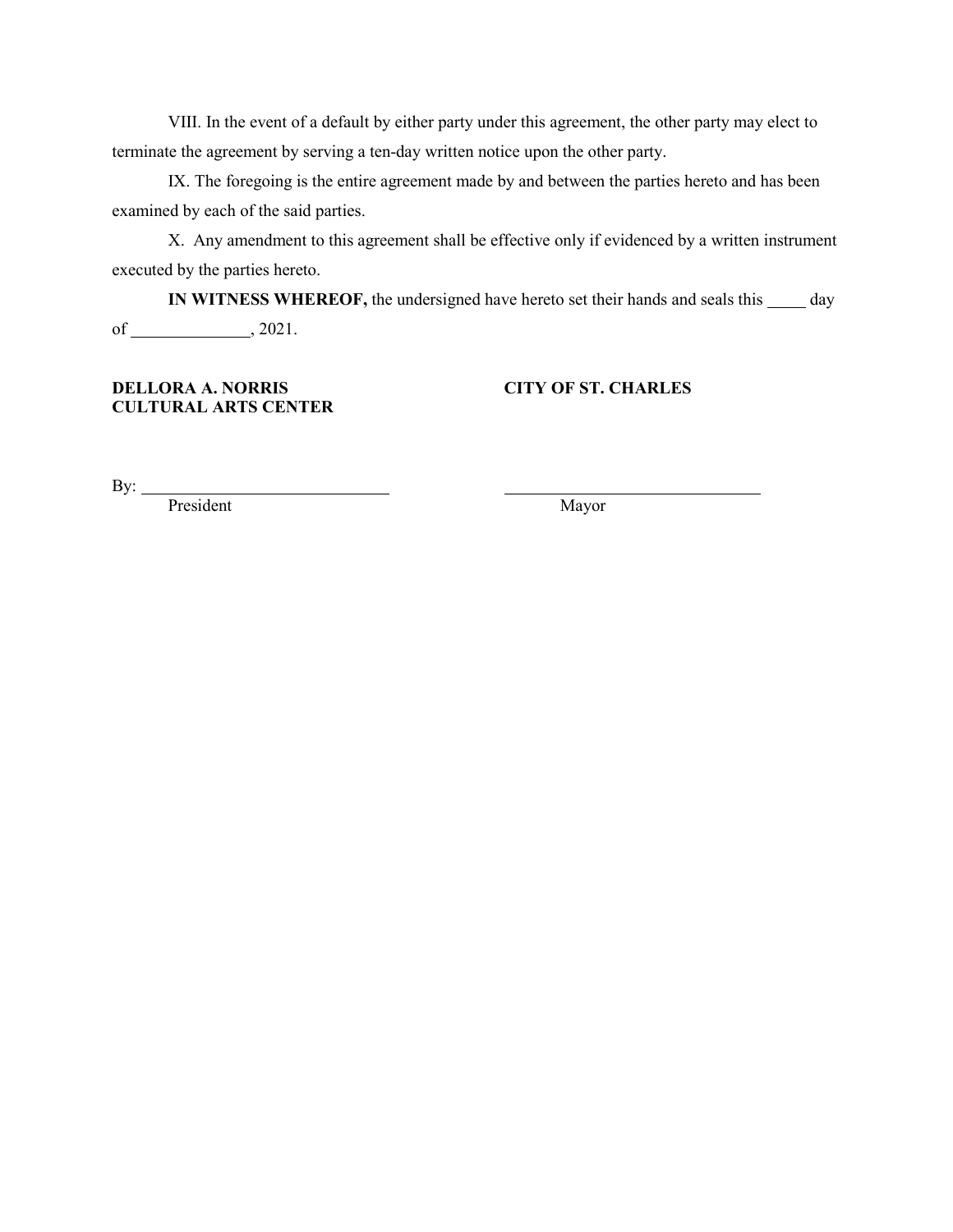VIII. In the event of a default by either party under this agreement, the other party may elect to terminate the agreement by serving a ten-day written notice upon the other party.

IX. The foregoing is the entire agreement made by and between the parties hereto and has been examined by each of the said parties.

X. Any amendment to this agreement shall be effective only if evidenced by a written instrument executed by the parties hereto.

**IN WITNESS WHEREOF,** the undersigned have hereto set their hands and seals this _____ day of ______________, 2021.

**DELLORA A. NORRIS CULTURAL ARTS CENTER**

By: ______________________________
President

**CITY OF ST. CHARLES**

______________________________
Mayor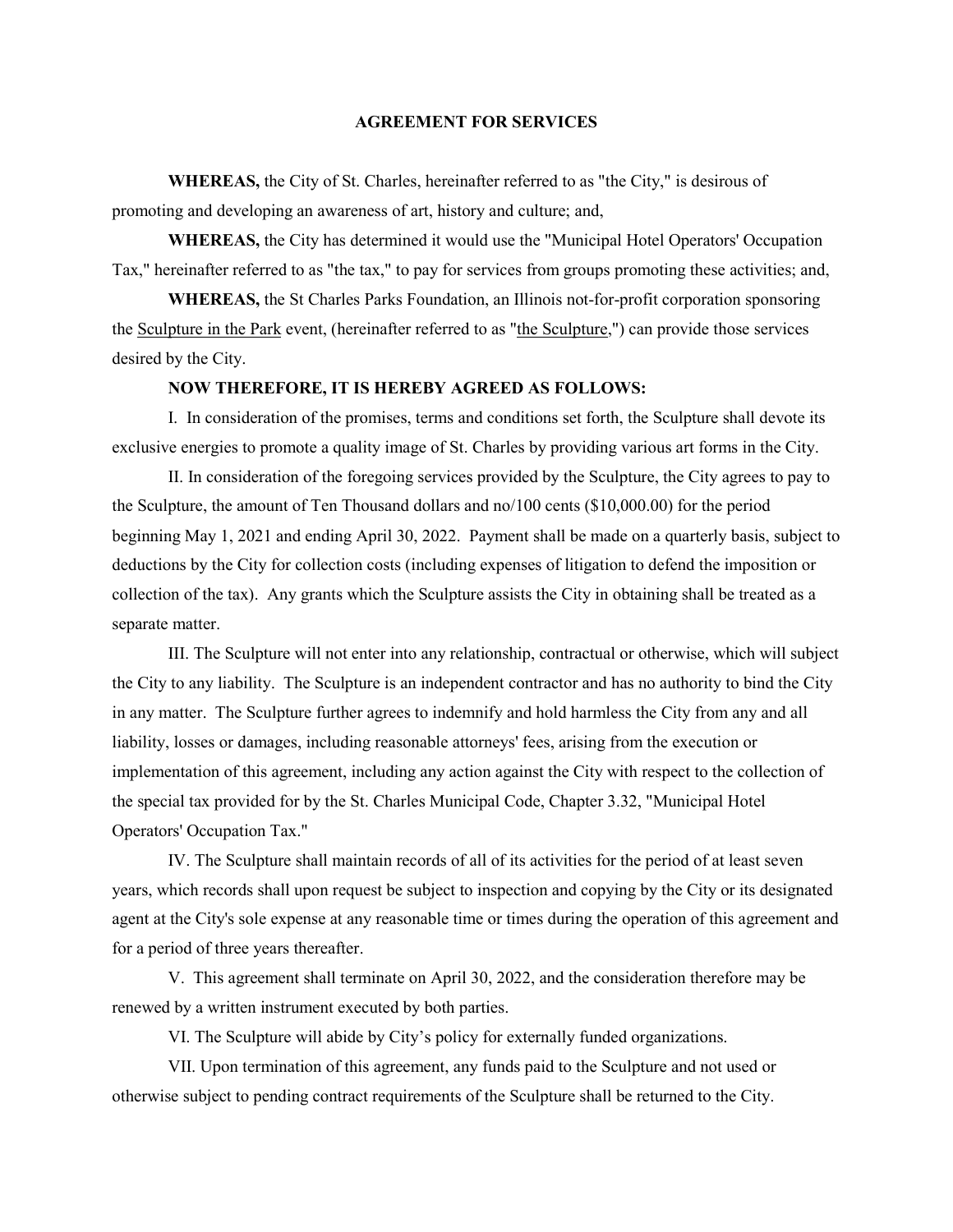# AGREEMENT FOR SERVICES

**WHEREAS,** the City of St. Charles, hereinafter referred to as "the City," is desirous of promoting and developing an awareness of art, history and culture; and,

**WHEREAS,** the City has determined it would use the "Municipal Hotel Operators' Occupation Tax," hereinafter referred to as "the tax," to pay for services from groups promoting these activities; and,

**WHEREAS,** the St Charles Parks Foundation, an Illinois not-for-profit corporation sponsoring the Sculpture in the Park event, (hereinafter referred to as "the Sculpture,") can provide those services desired by the City.

**NOW THEREFORE, IT IS HEREBY AGREED AS FOLLOWS:**

I. In consideration of the promises, terms and conditions set forth, the Sculpture shall devote its exclusive energies to promote a quality image of St. Charles by providing various art forms in the City.

II. In consideration of the foregoing services provided by the Sculpture, the City agrees to pay to the Sculpture, the amount of Ten Thousand dollars and no/100 cents ($10,000.00) for the period beginning May 1, 2021 and ending April 30, 2022. Payment shall be made on a quarterly basis, subject to deductions by the City for collection costs (including expenses of litigation to defend the imposition or collection of the tax). Any grants which the Sculpture assists the City in obtaining shall be treated as a separate matter.

III. The Sculpture will not enter into any relationship, contractual or otherwise, which will subject the City to any liability. The Sculpture is an independent contractor and has no authority to bind the City in any matter. The Sculpture further agrees to indemnify and hold harmless the City from any and all liability, losses or damages, including reasonable attorneys' fees, arising from the execution or implementation of this agreement, including any action against the City with respect to the collection of the special tax provided for by the St. Charles Municipal Code, Chapter 3.32, "Municipal Hotel Operators' Occupation Tax."

IV. The Sculpture shall maintain records of all of its activities for the period of at least seven years, which records shall upon request be subject to inspection and copying by the City or its designated agent at the City's sole expense at any reasonable time or times during the operation of this agreement and for a period of three years thereafter.

V. This agreement shall terminate on April 30, 2022, and the consideration therefore may be renewed by a written instrument executed by both parties.

VI. The Sculpture will abide by City's policy for externally funded organizations.

VII. Upon termination of this agreement, any funds paid to the Sculpture and not used or otherwise subject to pending contract requirements of the Sculpture shall be returned to the City.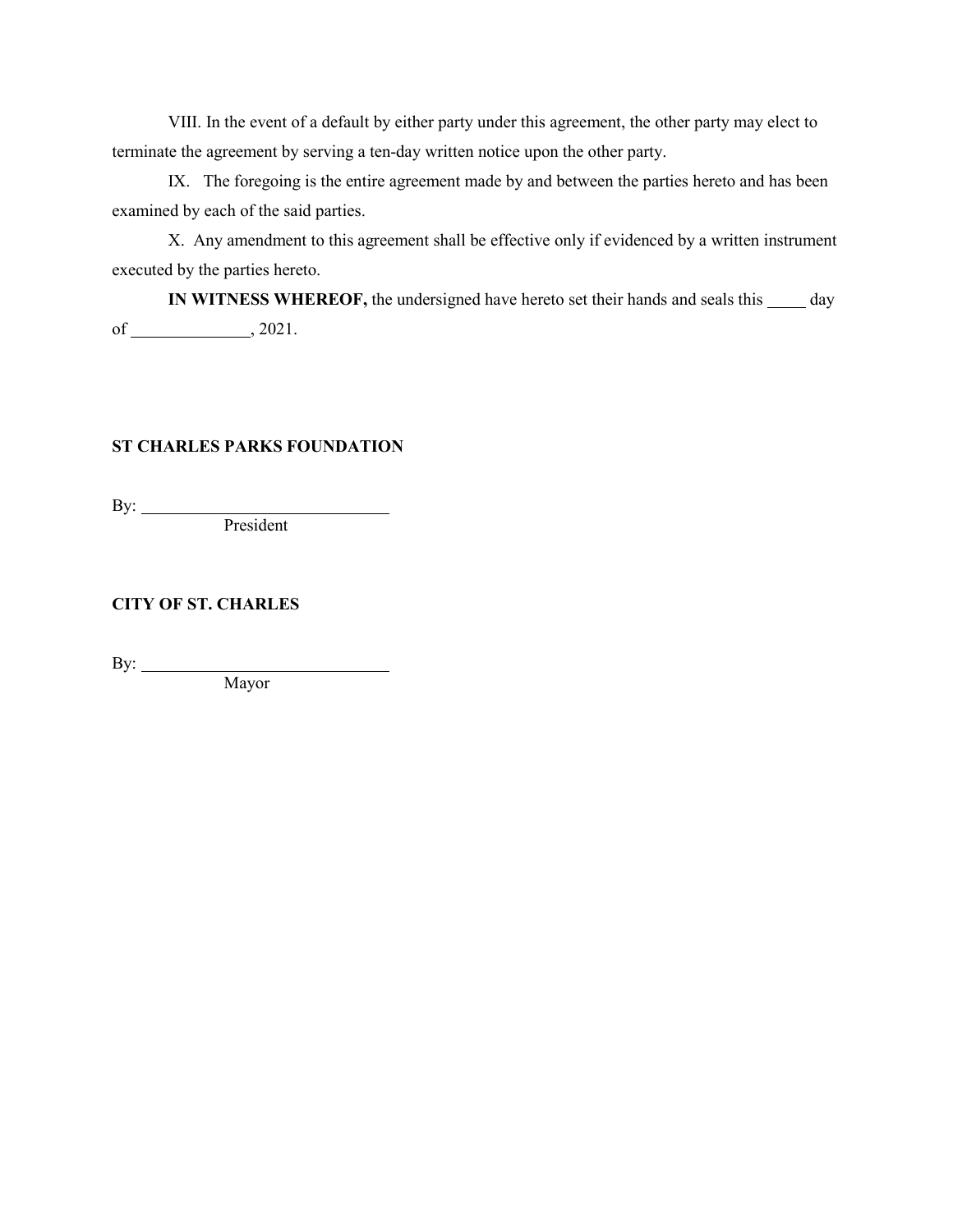VIII. In the event of a default by either party under this agreement, the other party may elect to terminate the agreement by serving a ten-day written notice upon the other party.

IX. The foregoing is the entire agreement made by and between the parties hereto and has been examined by each of the said parties.

X. Any amendment to this agreement shall be effective only if evidenced by a written instrument executed by the parties hereto.

**IN WITNESS WHEREOF,** the undersigned have hereto set their hands and seals this _____ day of ______________, 2021.

**ST CHARLES PARKS FOUNDATION**

By: ______________________________
President

**CITY OF ST. CHARLES**

By: ______________________________
Mayor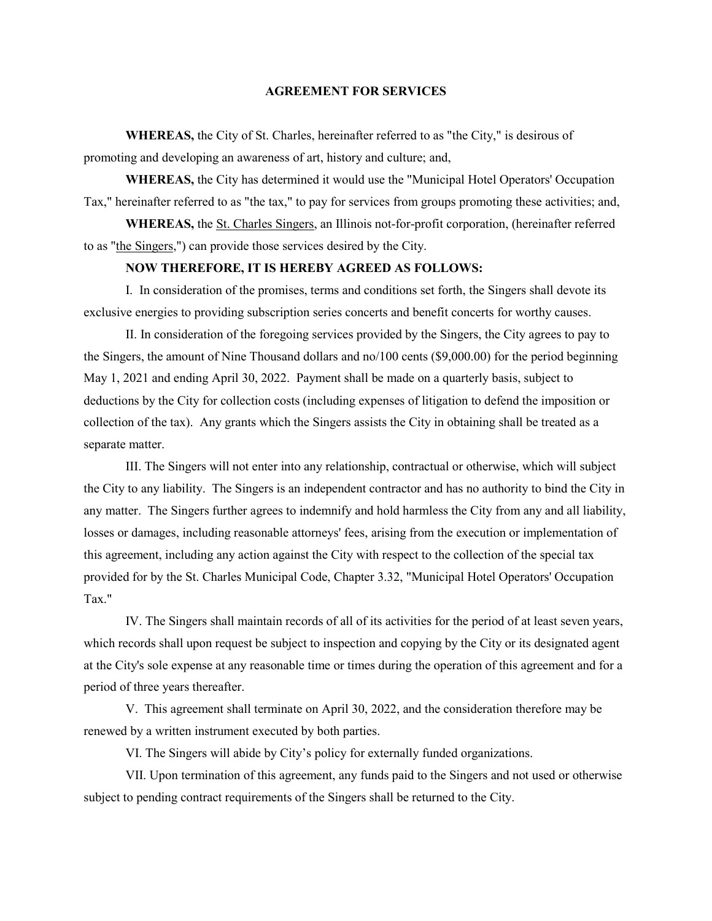**AGREEMENT FOR SERVICES**

**WHEREAS,** the City of St. Charles, hereinafter referred to as "the City," is desirous of promoting and developing an awareness of art, history and culture; and,

**WHEREAS,** the City has determined it would use the "Municipal Hotel Operators' Occupation Tax," hereinafter referred to as "the tax," to pay for services from groups promoting these activities; and,

**WHEREAS,** the St. Charles Singers, an Illinois not-for-profit corporation, (hereinafter referred to as "the Singers,") can provide those services desired by the City.

**NOW THEREFORE, IT IS HEREBY AGREED AS FOLLOWS:**

I. In consideration of the promises, terms and conditions set forth, the Singers shall devote its exclusive energies to providing subscription series concerts and benefit concerts for worthy causes.

II. In consideration of the foregoing services provided by the Singers, the City agrees to pay to the Singers, the amount of Nine Thousand dollars and no/100 cents ($9,000.00) for the period beginning May 1, 2021 and ending April 30, 2022. Payment shall be made on a quarterly basis, subject to deductions by the City for collection costs (including expenses of litigation to defend the imposition or collection of the tax). Any grants which the Singers assists the City in obtaining shall be treated as a separate matter.

III. The Singers will not enter into any relationship, contractual or otherwise, which will subject the City to any liability. The Singers is an independent contractor and has no authority to bind the City in any matter. The Singers further agrees to indemnify and hold harmless the City from any and all liability, losses or damages, including reasonable attorneys' fees, arising from the execution or implementation of this agreement, including any action against the City with respect to the collection of the special tax provided for by the St. Charles Municipal Code, Chapter 3.32, "Municipal Hotel Operators' Occupation Tax."

IV. The Singers shall maintain records of all of its activities for the period of at least seven years, which records shall upon request be subject to inspection and copying by the City or its designated agent at the City's sole expense at any reasonable time or times during the operation of this agreement and for a period of three years thereafter.

V. This agreement shall terminate on April 30, 2022, and the consideration therefore may be renewed by a written instrument executed by both parties.

VI. The Singers will abide by City's policy for externally funded organizations.

VII. Upon termination of this agreement, any funds paid to the Singers and not used or otherwise subject to pending contract requirements of the Singers shall be returned to the City.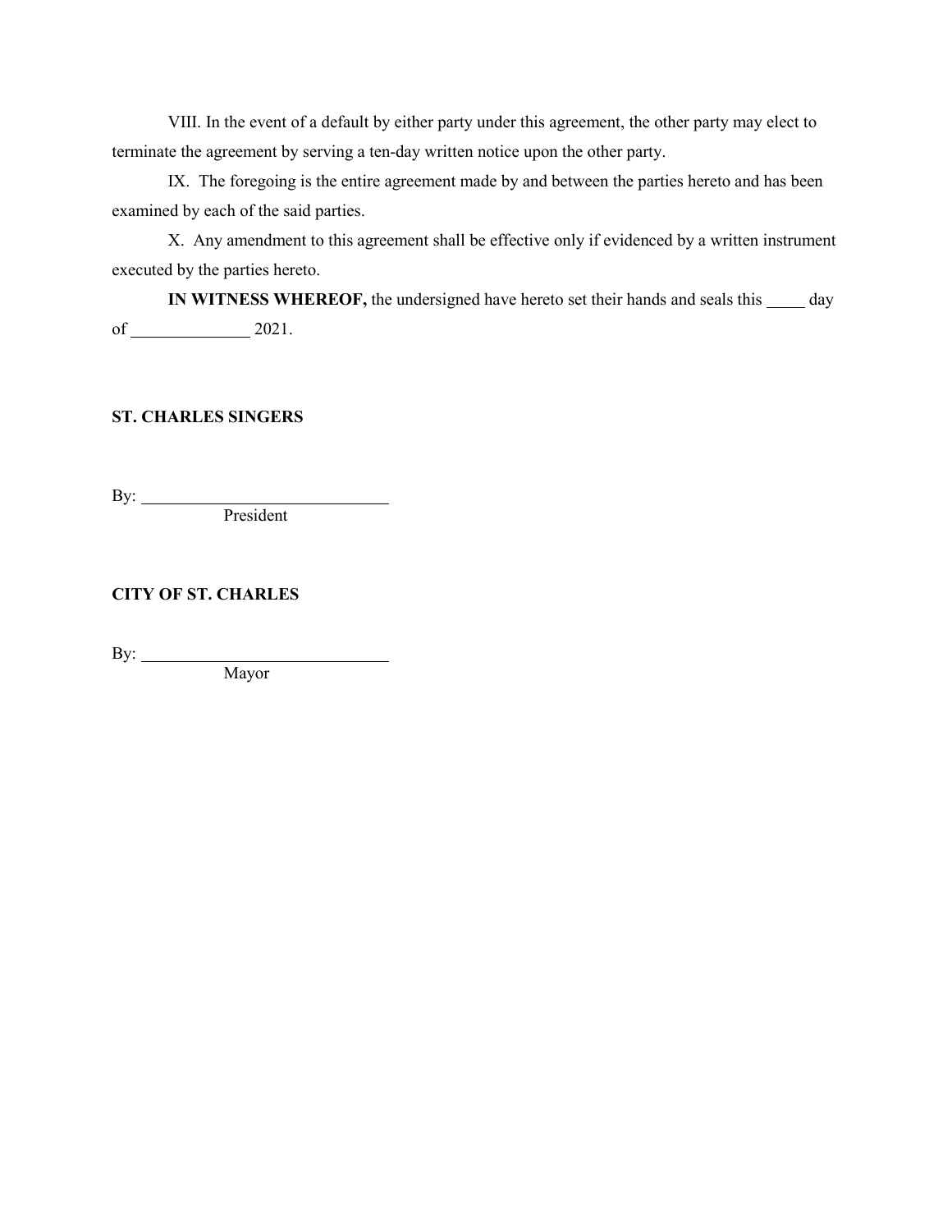VIII. In the event of a default by either party under this agreement, the other party may elect to terminate the agreement by serving a ten-day written notice upon the other party.

IX. The foregoing is the entire agreement made by and between the parties hereto and has been examined by each of the said parties.

X. Any amendment to this agreement shall be effective only if evidenced by a written instrument executed by the parties hereto.

**IN WITNESS WHEREOF,** the undersigned have hereto set their hands and seals this _____ day of ______________ 2021.

**ST. CHARLES SINGERS**

By: ______________________________
President

**CITY OF ST. CHARLES**

By: ______________________________
Mayor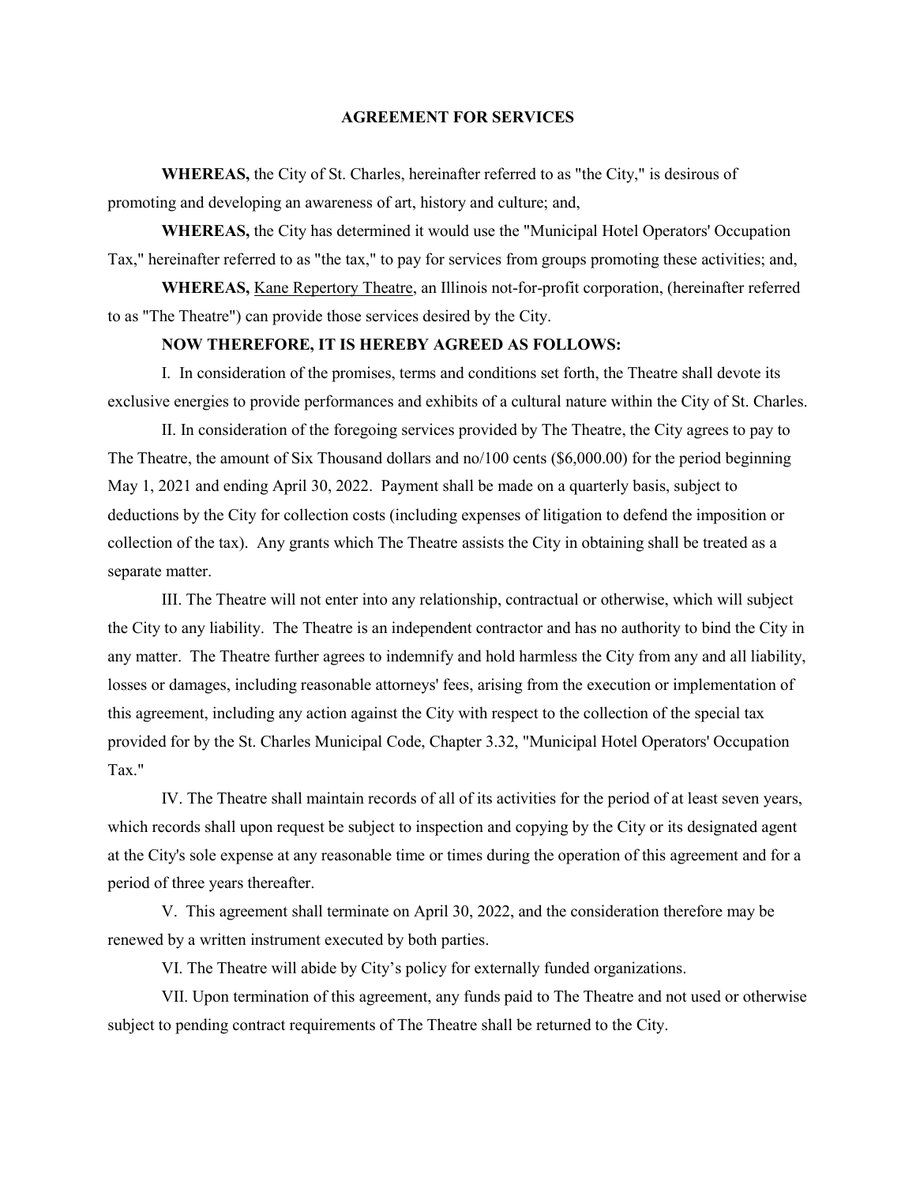## AGREEMENT FOR SERVICES

**WHEREAS,** the City of St. Charles, hereinafter referred to as "the City," is desirous of promoting and developing an awareness of art, history and culture; and,

**WHEREAS,** the City has determined it would use the "Municipal Hotel Operators' Occupation Tax," hereinafter referred to as "the tax," to pay for services from groups promoting these activities; and,

**WHEREAS,** Kane Repertory Theatre, an Illinois not-for-profit corporation, (hereinafter referred to as "The Theatre") can provide those services desired by the City.

**NOW THEREFORE, IT IS HEREBY AGREED AS FOLLOWS:**

I. In consideration of the promises, terms and conditions set forth, the Theatre shall devote its exclusive energies to provide performances and exhibits of a cultural nature within the City of St. Charles.

II. In consideration of the foregoing services provided by The Theatre, the City agrees to pay to The Theatre, the amount of Six Thousand dollars and no/100 cents ($6,000.00) for the period beginning May 1, 2021 and ending April 30, 2022. Payment shall be made on a quarterly basis, subject to deductions by the City for collection costs (including expenses of litigation to defend the imposition or collection of the tax). Any grants which The Theatre assists the City in obtaining shall be treated as a separate matter.

III. The Theatre will not enter into any relationship, contractual or otherwise, which will subject the City to any liability. The Theatre is an independent contractor and has no authority to bind the City in any matter. The Theatre further agrees to indemnify and hold harmless the City from any and all liability, losses or damages, including reasonable attorneys' fees, arising from the execution or implementation of this agreement, including any action against the City with respect to the collection of the special tax provided for by the St. Charles Municipal Code, Chapter 3.32, "Municipal Hotel Operators' Occupation Tax."

IV. The Theatre shall maintain records of all of its activities for the period of at least seven years, which records shall upon request be subject to inspection and copying by the City or its designated agent at the City's sole expense at any reasonable time or times during the operation of this agreement and for a period of three years thereafter.

V. This agreement shall terminate on April 30, 2022, and the consideration therefore may be renewed by a written instrument executed by both parties.

VI. The Theatre will abide by City's policy for externally funded organizations.

VII. Upon termination of this agreement, any funds paid to The Theatre and not used or otherwise subject to pending contract requirements of The Theatre shall be returned to the City.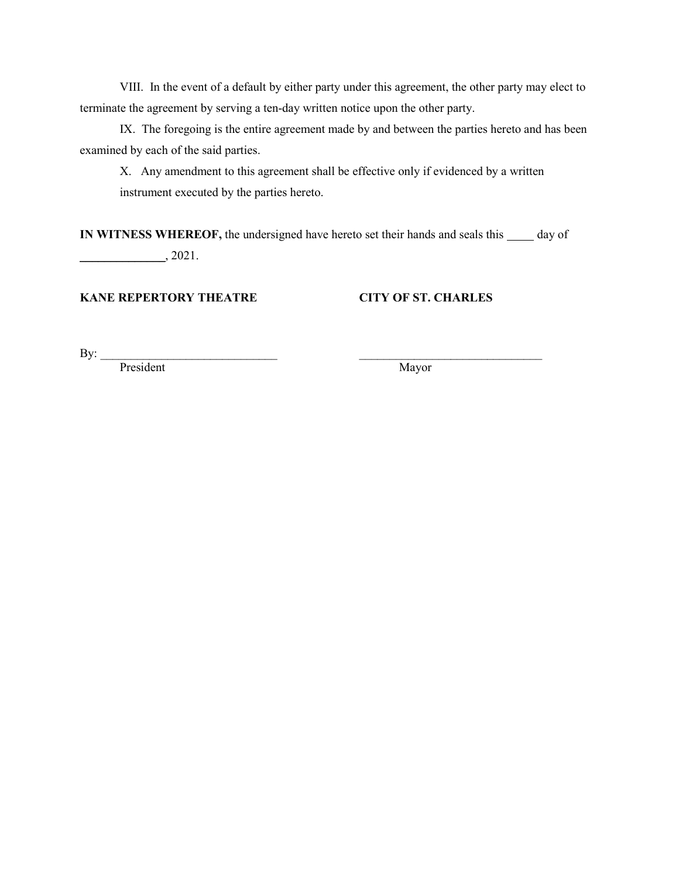VIII. In the event of a default by either party under this agreement, the other party may elect to terminate the agreement by serving a ten-day written notice upon the other party.

IX. The foregoing is the entire agreement made by and between the parties hereto and has been examined by each of the said parties.

X. Any amendment to this agreement shall be effective only if evidenced by a written instrument executed by the parties hereto.

**IN WITNESS WHEREOF,** the undersigned have hereto set their hands and seals this _____ day of ______________, 2021.

**KANE REPERTORY THEATRE**

By: ______________________________
President

**CITY OF ST. CHARLES**

______________________________
Mayor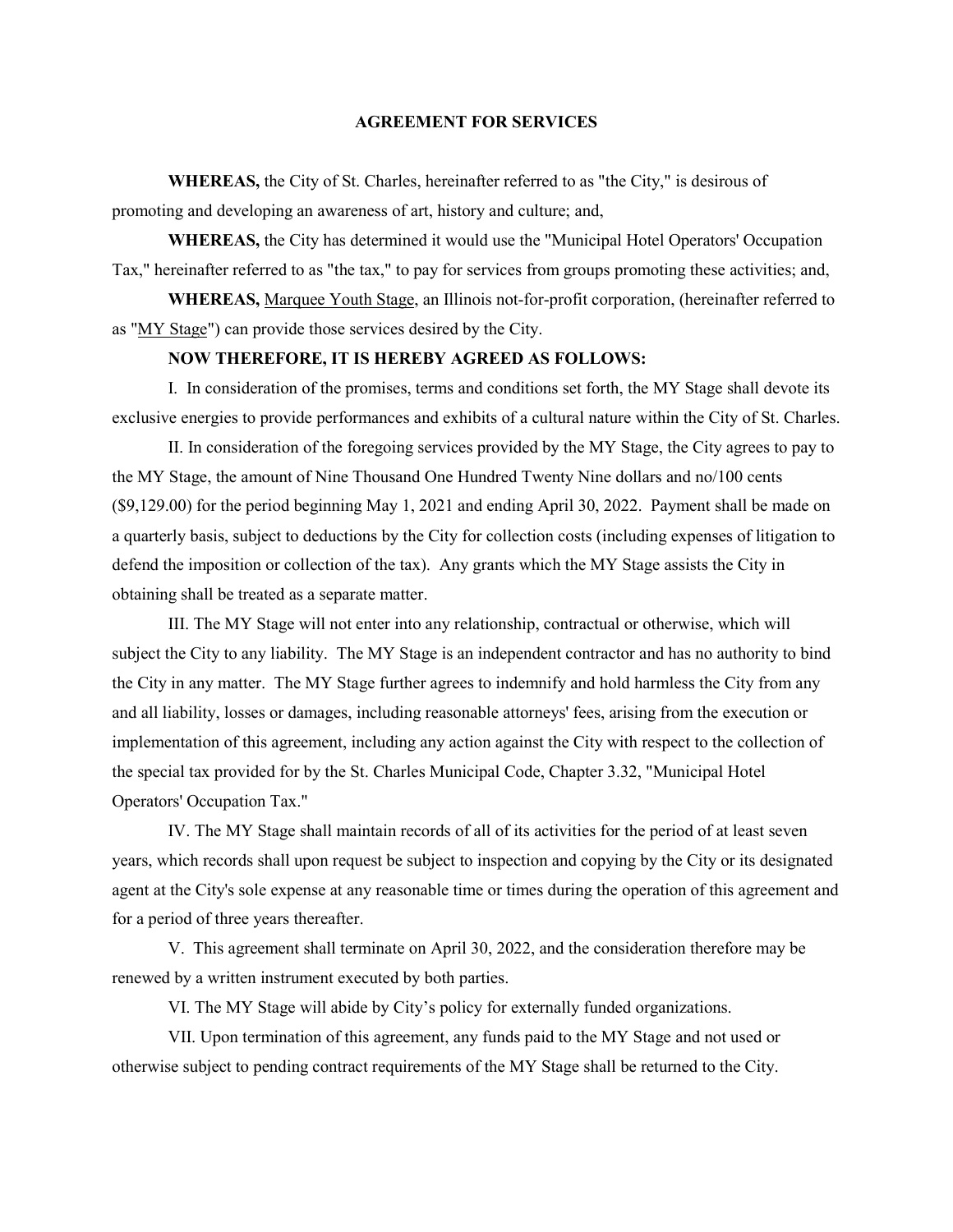# AGREEMENT FOR SERVICES

**WHEREAS,** the City of St. Charles, hereinafter referred to as "the City," is desirous of promoting and developing an awareness of art, history and culture; and,

**WHEREAS,** the City has determined it would use the "Municipal Hotel Operators' Occupation Tax," hereinafter referred to as "the tax," to pay for services from groups promoting these activities; and,

**WHEREAS,** Marquee Youth Stage, an Illinois not-for-profit corporation, (hereinafter referred to as "MY Stage") can provide those services desired by the City.

**NOW THEREFORE, IT IS HEREBY AGREED AS FOLLOWS:**

I. In consideration of the promises, terms and conditions set forth, the MY Stage shall devote its exclusive energies to provide performances and exhibits of a cultural nature within the City of St. Charles.

II. In consideration of the foregoing services provided by the MY Stage, the City agrees to pay to the MY Stage, the amount of Nine Thousand One Hundred Twenty Nine dollars and no/100 cents ($9,129.00) for the period beginning May 1, 2021 and ending April 30, 2022. Payment shall be made on a quarterly basis, subject to deductions by the City for collection costs (including expenses of litigation to defend the imposition or collection of the tax). Any grants which the MY Stage assists the City in obtaining shall be treated as a separate matter.

III. The MY Stage will not enter into any relationship, contractual or otherwise, which will subject the City to any liability. The MY Stage is an independent contractor and has no authority to bind the City in any matter. The MY Stage further agrees to indemnify and hold harmless the City from any and all liability, losses or damages, including reasonable attorneys' fees, arising from the execution or implementation of this agreement, including any action against the City with respect to the collection of the special tax provided for by the St. Charles Municipal Code, Chapter 3.32, "Municipal Hotel Operators' Occupation Tax."

IV. The MY Stage shall maintain records of all of its activities for the period of at least seven years, which records shall upon request be subject to inspection and copying by the City or its designated agent at the City's sole expense at any reasonable time or times during the operation of this agreement and for a period of three years thereafter.

V. This agreement shall terminate on April 30, 2022, and the consideration therefore may be renewed by a written instrument executed by both parties.

VI. The MY Stage will abide by City's policy for externally funded organizations.

VII. Upon termination of this agreement, any funds paid to the MY Stage and not used or otherwise subject to pending contract requirements of the MY Stage shall be returned to the City.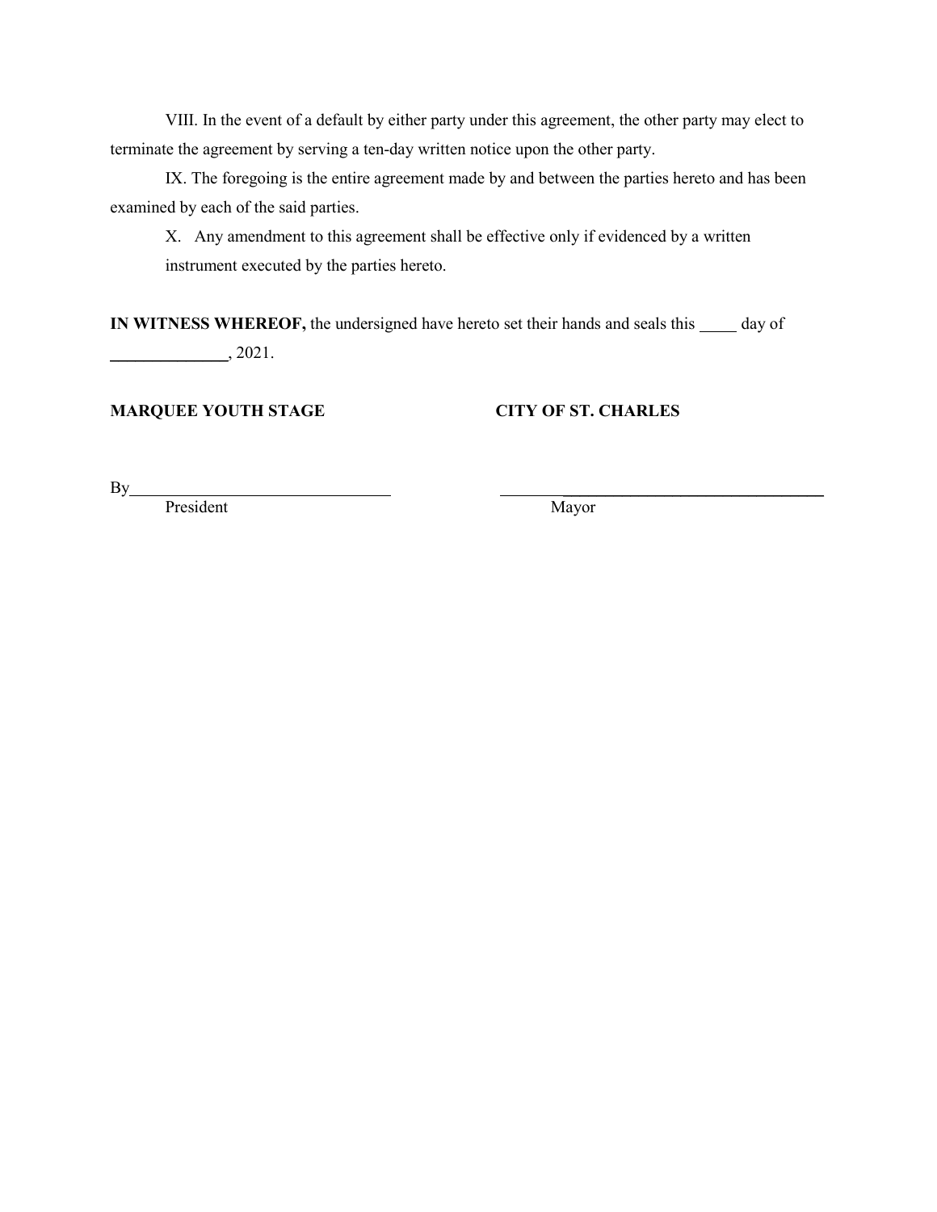VIII. In the event of a default by either party under this agreement, the other party may elect to terminate the agreement by serving a ten-day written notice upon the other party.

IX. The foregoing is the entire agreement made by and between the parties hereto and has been examined by each of the said parties.

X. Any amendment to this agreement shall be effective only if evidenced by a written instrument executed by the parties hereto.

**IN WITNESS WHEREOF,** the undersigned have hereto set their hands and seals this _____ day of _______________, 2021.

**MARQUEE YOUTH STAGE**

By________________________________
President

**CITY OF ST. CHARLES**

________________________________
Mayor